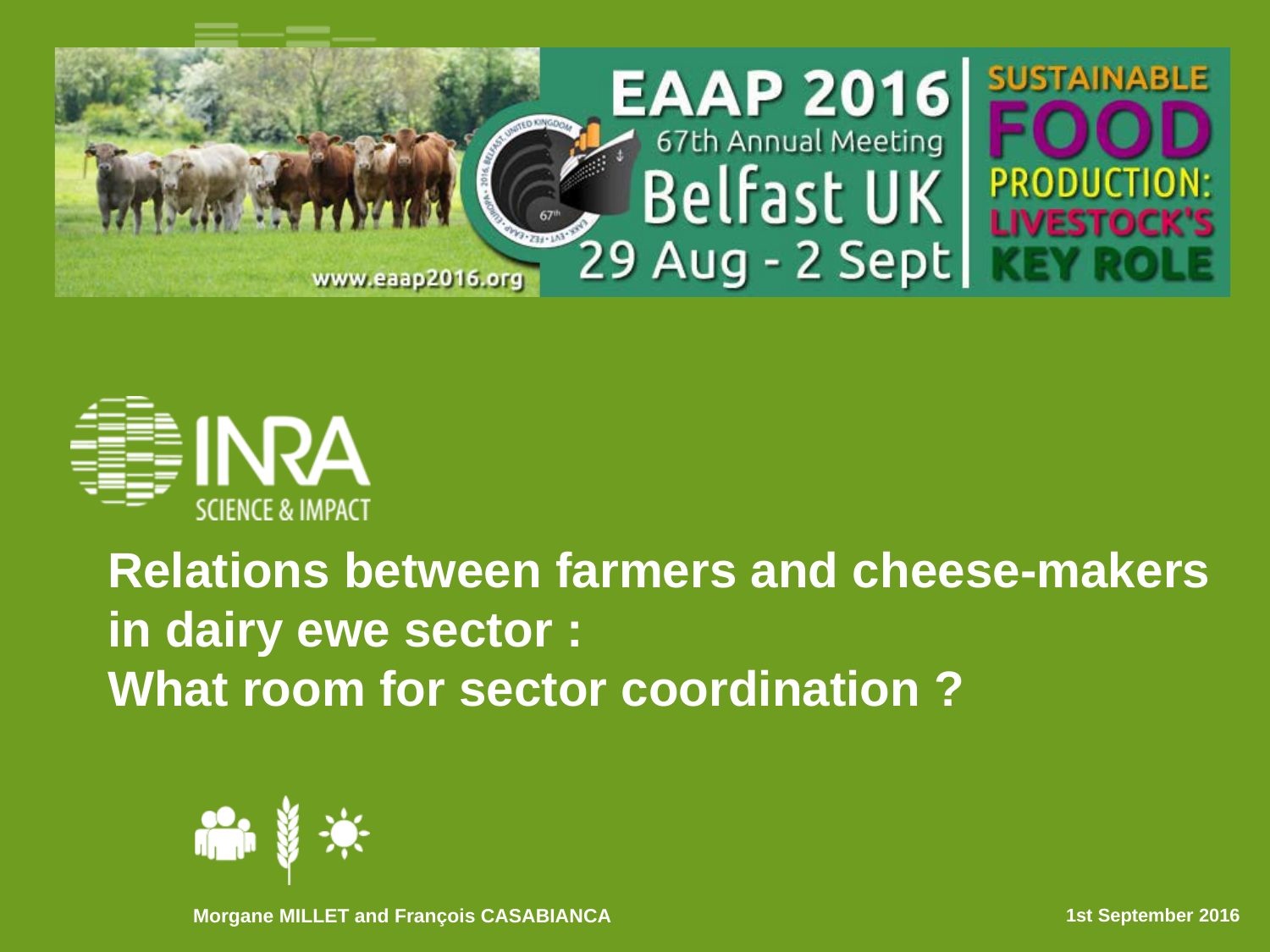EAAP 2016
67th Annual Meeting
Belfast UK
29 Aug - 2 Sept

SUSTAINABLE FOOD PRODUCTION: LIVESTOCK'S KEY ROLE

www.eaap2016.org

INRA
SCIENCE & IMPACT

# Relations between farmers and cheese-makers in dairy ewe sector : What room for sector coordination ?

**Morgane MILLET and François CASABIANCA**

**1st September 2016**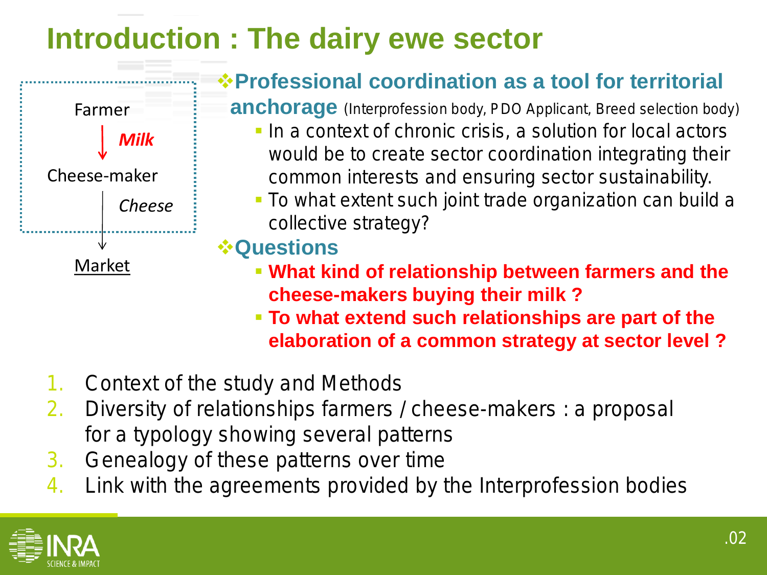# Introduction : The dairy ewe sector

Farmer

↓ *Milk*

Cheese-maker

↓ *Cheese*

Market

- **Professional coordination as a tool for territorial anchorage** (Interprofession body, PDO Applicant, Breed selection body)
  - In a context of chronic crisis, a solution for local actors would be to create sector coordination integrating their common interests and ensuring sector sustainability.
  - To what extent such joint trade organization can build a collective strategy?
- **Questions**
  - **What kind of relationship between farmers and the cheese-makers buying their milk ?**
  - **To what extend such relationships are part of the elaboration of a common strategy at sector level ?**

1. Context of the study and Methods
2. Diversity of relationships farmers / cheese-makers : a proposal for a typology showing several patterns
3. Genealogy of these patterns over time
4. Link with the agreements provided by the Interprofession bodies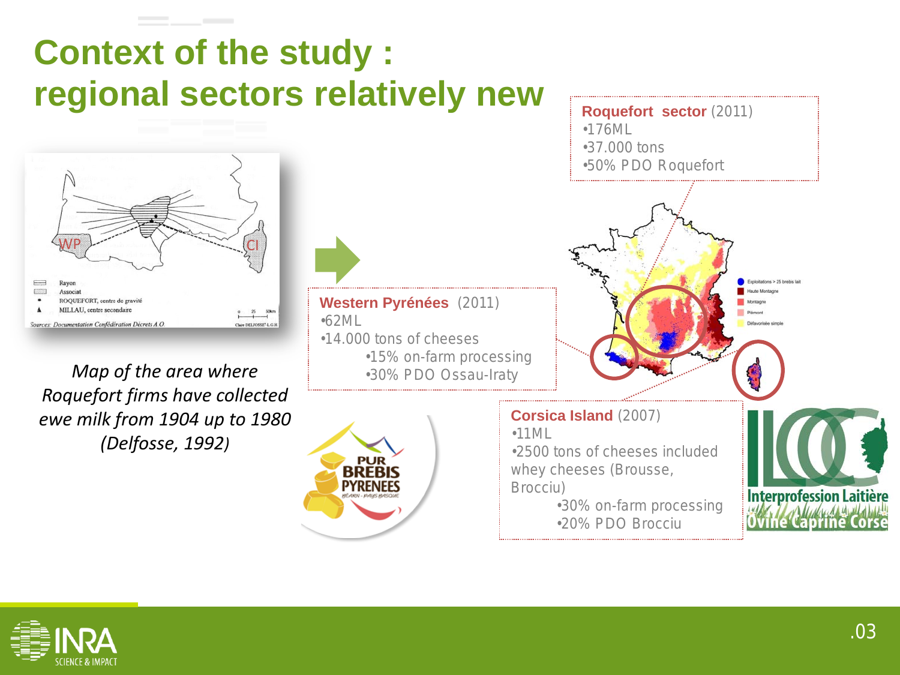# Context of the study : regional sectors relatively new

*Map of the area where Roquefort firms have collected ewe milk from 1904 up to 1980 (Delfosse, 1992)*

**Roquefort sector** (2011)
- 176ML
- 37.000 tons
- 50% PDO Roquefort

**Western Pyrénées** (2011)
- 62ML
- 14.000 tons of cheeses
  - 15% on-farm processing
  - 30% PDO Ossau-Iraty

**Corsica Island** (2007)
- 11ML
- 2500 tons of cheeses included whey cheeses (Brousse, Brocciu)
  - 30% on-farm processing
  - 20% PDO Brocciu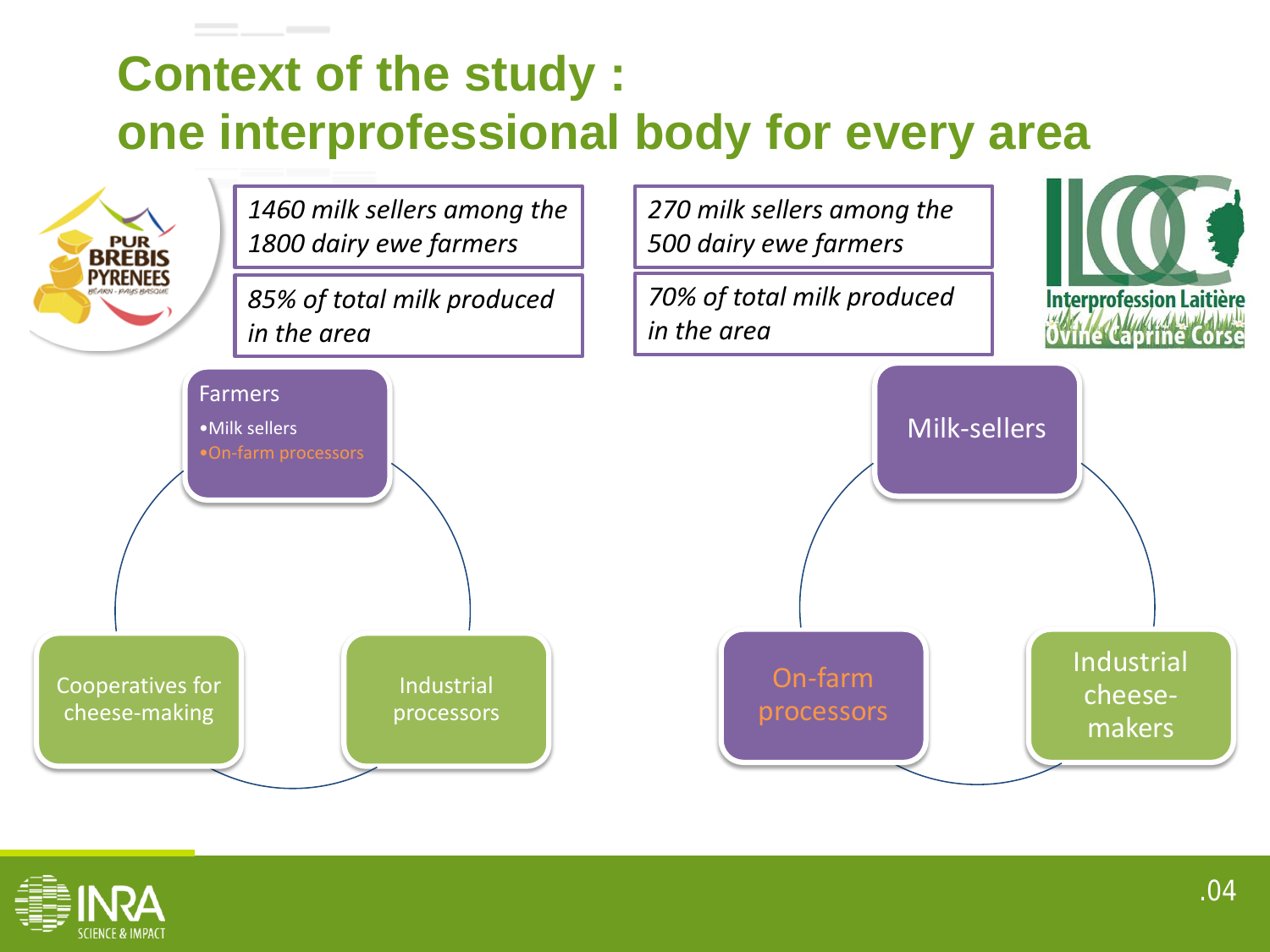# Context of the study : one interprofessional body for every area

PUR BREBIS PYRENEES
BEARN - PAYS BASQUE

*1460 milk sellers among the 1800 dairy ewe farmers*

*85% of total milk produced in the area*

Farmers
- Milk sellers
- On-farm processors

Cooperatives for cheese-making

Industrial processors

ILOCC
Interprofession Laitière Ovine Caprine Corse

*270 milk sellers among the 500 dairy ewe farmers*

*70% of total milk produced in the area*

Milk-sellers

On-farm processors

Industrial cheese-makers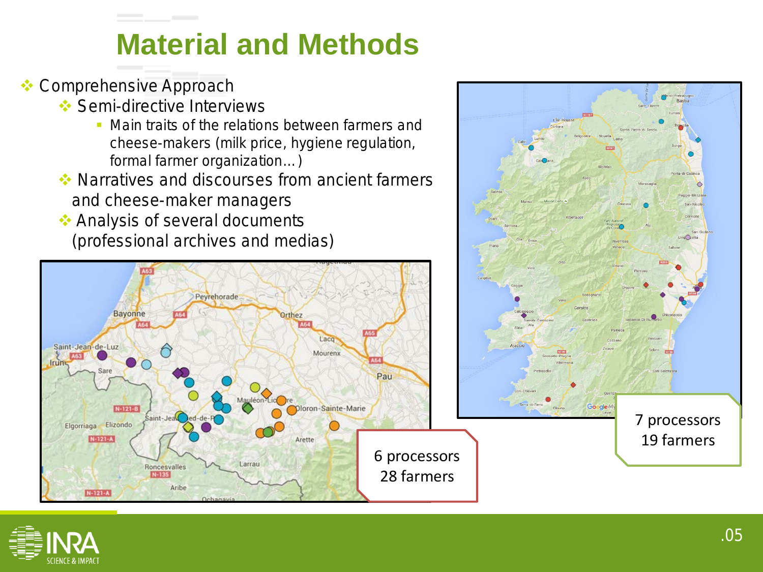# Material and Methods

- Comprehensive Approach
  - Semi-directive Interviews
    - Main traits of the relations between farmers and cheese-makers (milk price, hygiene regulation, formal farmer organization… )
  - Narratives and discourses from ancient farmers and cheese-maker managers
  - Analysis of several documents (professional archives and medias)

6 processors
28 farmers

7 processors
19 farmers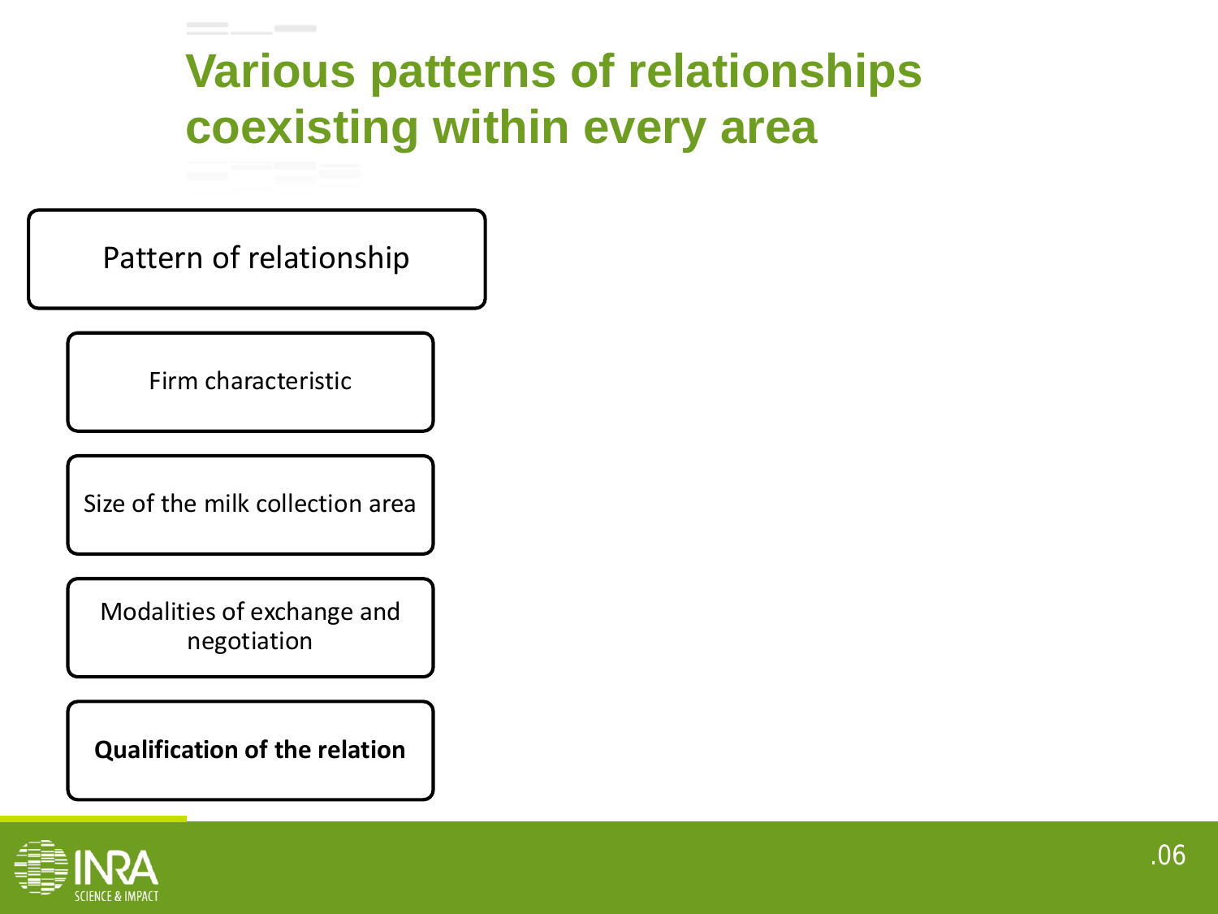# Various patterns of relationships coexisting within every area

Pattern of relationship

Firm characteristic

Size of the milk collection area

Modalities of exchange and negotiation

**Qualification of the relation**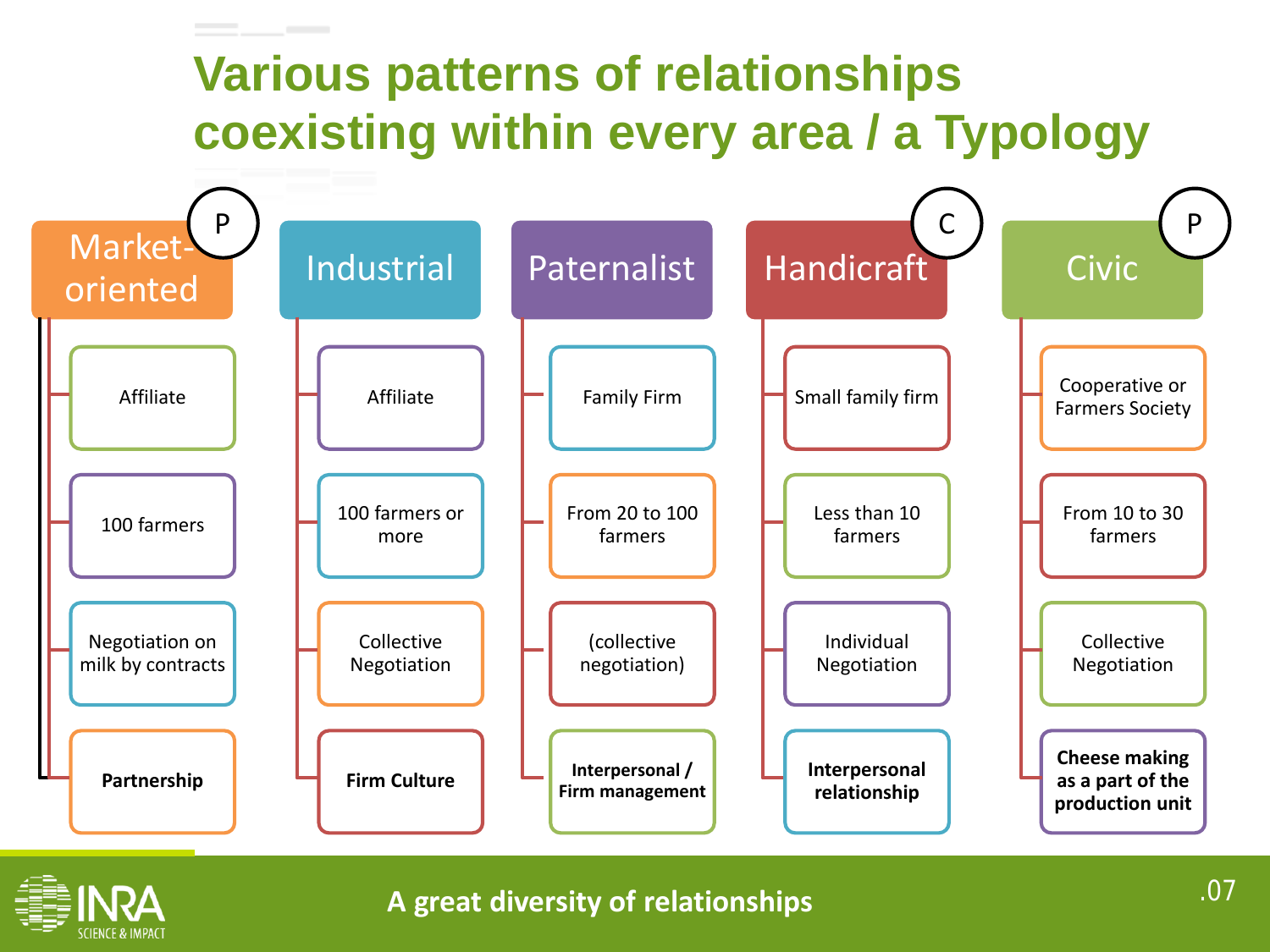# Various patterns of relationships coexisting within every area / a Typology

| Market-oriented (P) | Industrial | Paternalist | Handicraft (C) | Civic (P) |
| --- | --- | --- | --- | --- |
| Affiliate | Affiliate | Family Firm | Small family firm | Cooperative or Farmers Society |
| 100 farmers | 100 farmers or more | From 20 to 100 farmers | Less than 10 farmers | From 10 to 30 farmers |
| Negotiation on milk by contracts | Collective Negotiation | (collective negotiation) | Individual Negotiation | Collective Negotiation |
| **Partnership** | **Firm Culture** | **Interpersonal / Firm management** | **Interpersonal relationship** | **Cheese making as a part of the production unit** |

**A great diversity of relationships**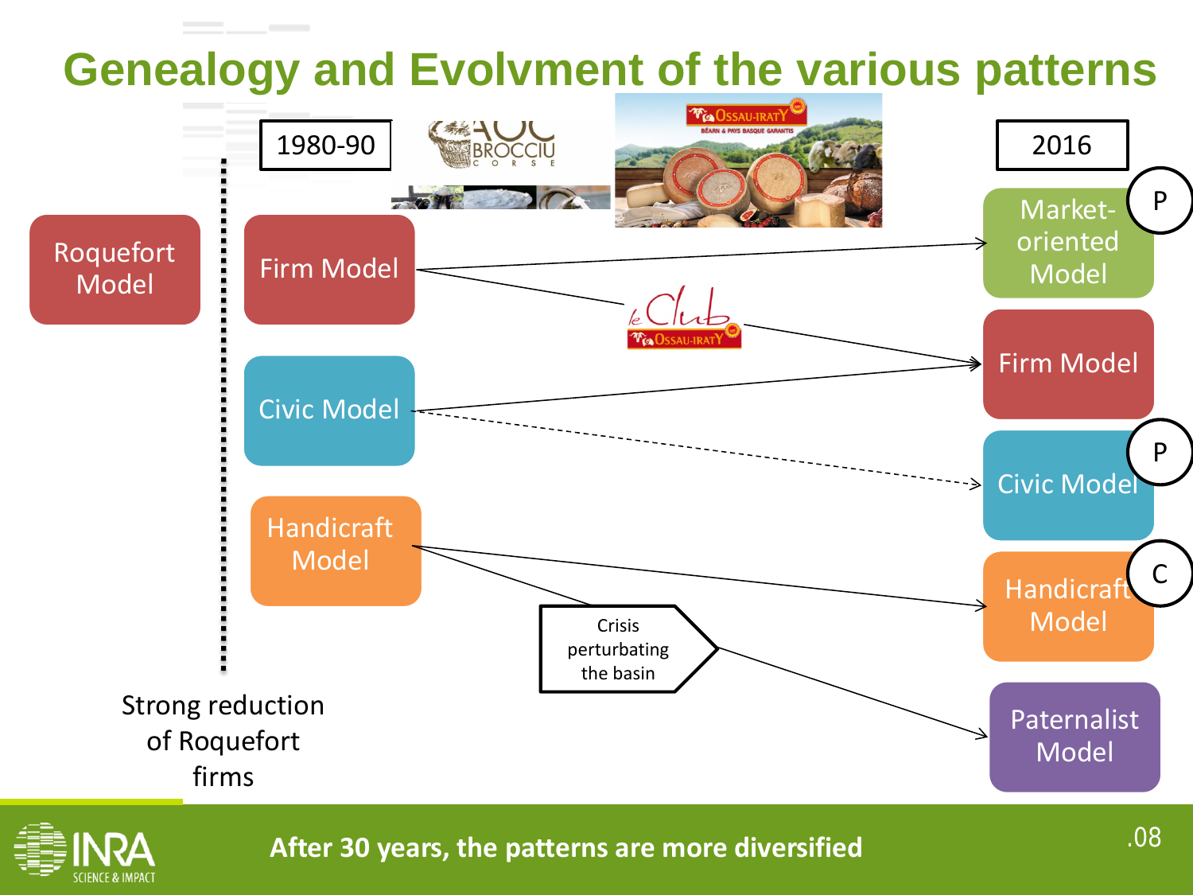# Genealogy and Evolvment of the various patterns

1980-90

2016

Roquefort Model

Firm Model

Civic Model

Handicraft Model

Strong reduction of Roquefort firms

Crisis perturbating the basin

Market-oriented Model (P)

Firm Model

Civic Model (P)

Handicraft Model (C)

Paternalist Model

**After 30 years, the patterns are more diversified**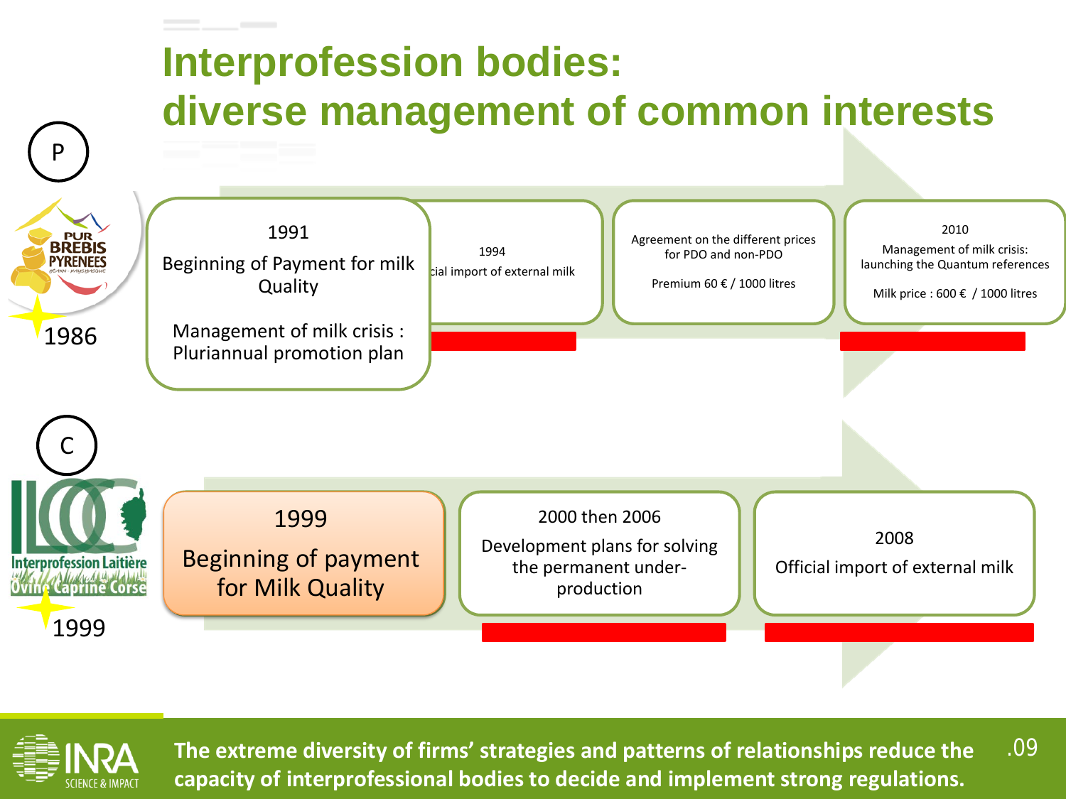# Interprofession bodies: diverse management of common interests

P

PUR BREBIS PYRENEES

1986

1991

Beginning of Payment for milk Quality

Management of milk crisis : Pluriannual promotion plan

1994

cial import of external milk

Agreement on the different prices for PDO and non-PDO

Premium 60 € / 1000 litres

2010

Management of milk crisis: launching the Quantum references

Milk price : 600 € / 1000 litres

C

Interprofession Laitière Ovine Caprine Corse

1999

1999

Beginning of payment for Milk Quality

2000 then 2006

Development plans for solving the permanent under-production

2008

Official import of external milk

**The extreme diversity of firms' strategies and patterns of relationships reduce the capacity of interprofessional bodies to decide and implement strong regulations.**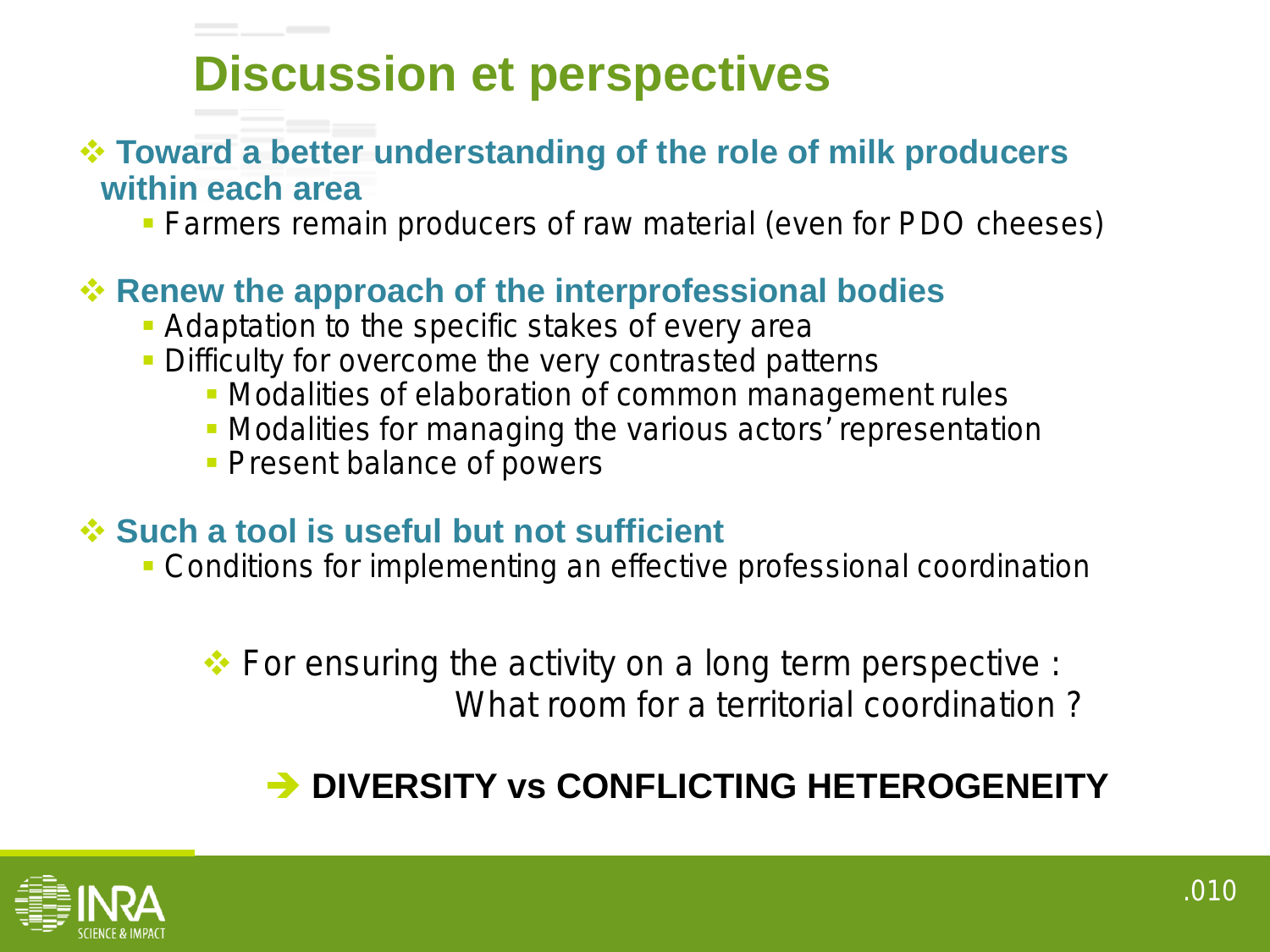# Discussion et perspectives

- **Toward a better understanding of the role of milk producers within each area**
  - Farmers remain producers of raw material (even for PDO cheeses)

- **Renew the approach of the interprofessional bodies**
  - Adaptation to the specific stakes of every area
  - Difficulty for overcome the very contrasted patterns
    - Modalities of elaboration of common management rules
    - Modalities for managing the various actors' representation
    - Present balance of powers

- **Such a tool is useful but not sufficient**
  - Conditions for implementing an effective professional coordination

- For ensuring the activity on a long term perspective :
  What room for a territorial coordination ?

➔ **DIVERSITY vs CONFLICTING HETEROGENEITY**